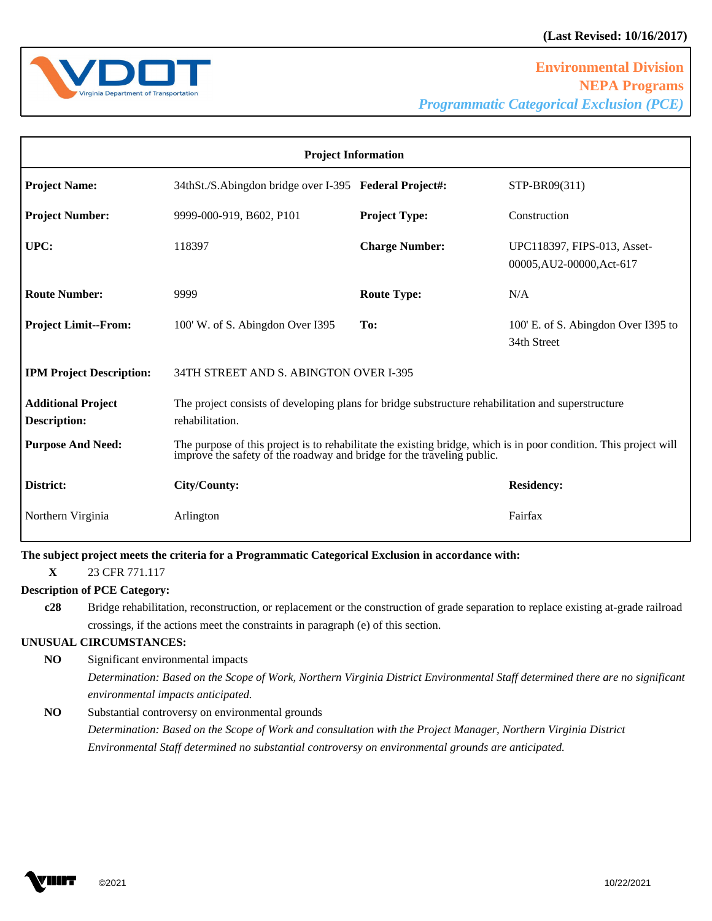(Last Revised: 10/16/2017)

**Environmental Division**
**NEPA Programs**
***Programmatic Categorical Exclusion (PCE)***

| **Project Information** | | | |
|---|---|---|---|
| **Project Name:** | 34thSt./S.Abingdon bridge over I-395 | **Federal Project#:** | STP-BR09(311) |
| **Project Number:** | 9999-000-919, B602, P101 | **Project Type:** | Construction |
| **UPC:** | 118397 | **Charge Number:** | UPC118397, FIPS-013, Asset-00005,AU2-00000,Act-617 |
| **Route Number:** | 9999 | **Route Type:** | N/A |
| **Project Limit--From:** | 100' W. of S. Abingdon Over I395 | **To:** | 100' E. of S. Abingdon Over I395 to 34th Street |
| **IPM Project Description:** | 34TH STREET AND S. ABINGTON OVER I-395 | | |
| **Additional Project Description:** | The project consists of developing plans for bridge substructure rehabilitation and superstructure rehabilitation. | | |
| **Purpose And Need:** | The purpose of this project is to rehabilitate the existing bridge, which is in poor condition. This project will improve the safety of the roadway and bridge for the traveling public. | | |
| **District:** | **City/County:** | | **Residency:** |
| Northern Virginia | Arlington | | Fairfax |

**The subject project meets the criteria for a Programmatic Categorical Exclusion in accordance with:**

**X** 23 CFR 771.117

**Description of PCE Category:**

**c28** Bridge rehabilitation, reconstruction, or replacement or the construction of grade separation to replace existing at-grade railroad crossings, if the actions meet the constraints in paragraph (e) of this section.

**UNUSUAL CIRCUMSTANCES:**

**NO** Significant environmental impacts

*Determination: Based on the Scope of Work, Northern Virginia District Environmental Staff determined there are no significant environmental impacts anticipated.*

**NO** Substantial controversy on environmental grounds

*Determination: Based on the Scope of Work and consultation with the Project Manager, Northern Virginia District Environmental Staff determined no substantial controversy on environmental grounds are anticipated.*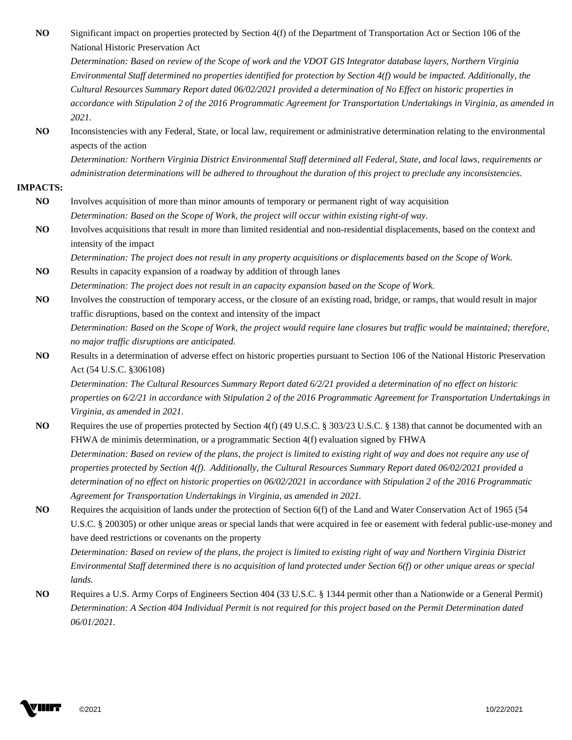**NO** Significant impact on properties protected by Section 4(f) of the Department of Transportation Act or Section 106 of the National Historic Preservation Act

*Determination: Based on review of the Scope of work and the VDOT GIS Integrator database layers, Northern Virginia Environmental Staff determined no properties identified for protection by Section 4(f) would be impacted. Additionally, the Cultural Resources Summary Report dated 06/02/2021 provided a determination of No Effect on historic properties in accordance with Stipulation 2 of the 2016 Programmatic Agreement for Transportation Undertakings in Virginia, as amended in 2021.*

**NO** Inconsistencies with any Federal, State, or local law, requirement or administrative determination relating to the environmental aspects of the action

*Determination: Northern Virginia District Environmental Staff determined all Federal, State, and local laws, requirements or administration determinations will be adhered to throughout the duration of this project to preclude any inconsistencies.*

**IMPACTS:**

**NO** Involves acquisition of more than minor amounts of temporary or permanent right of way acquisition

*Determination: Based on the Scope of Work, the project will occur within existing right-of-way.*

**NO** Involves acquisitions that result in more than limited residential and non-residential displacements, based on the context and intensity of the impact

*Determination: The project does not result in any property acquisitions or displacements based on the Scope of Work.*

**NO** Results in capacity expansion of a roadway by addition of through lanes

*Determination: The project does not result in an capacity expansion based on the Scope of Work.*

**NO** Involves the construction of temporary access, or the closure of an existing road, bridge, or ramps, that would result in major traffic disruptions, based on the context and intensity of the impact

*Determination: Based on the Scope of Work, the project would require lane closures but traffic would be maintained; therefore, no major traffic disruptions are anticipated.*

**NO** Results in a determination of adverse effect on historic properties pursuant to Section 106 of the National Historic Preservation Act (54 U.S.C. §306108)

*Determination: The Cultural Resources Summary Report dated 6/2/21 provided a determination of no effect on historic properties on 6/2/21 in accordance with Stipulation 2 of the 2016 Programmatic Agreement for Transportation Undertakings in Virginia, as amended in 2021.*

**NO** Requires the use of properties protected by Section 4(f) (49 U.S.C. § 303/23 U.S.C. § 138) that cannot be documented with an FHWA de minimis determination, or a programmatic Section 4(f) evaluation signed by FHWA

*Determination: Based on review of the plans, the project is limited to existing right of way and does not require any use of properties protected by Section 4(f). Additionally, the Cultural Resources Summary Report dated 06/02/2021 provided a determination of no effect on historic properties on 06/02/2021 in accordance with Stipulation 2 of the 2016 Programmatic Agreement for Transportation Undertakings in Virginia, as amended in 2021.*

**NO** Requires the acquisition of lands under the protection of Section 6(f) of the Land and Water Conservation Act of 1965 (54 U.S.C. § 200305) or other unique areas or special lands that were acquired in fee or easement with federal public-use-money and have deed restrictions or covenants on the property

*Determination: Based on review of the plans, the project is limited to existing right of way and Northern Virginia District Environmental Staff determined there is no acquisition of land protected under Section 6(f) or other unique areas or special lands.*

**NO** Requires a U.S. Army Corps of Engineers Section 404 (33 U.S.C. § 1344 permit other than a Nationwide or a General Permit)

*Determination: A Section 404 Individual Permit is not required for this project based on the Permit Determination dated 06/01/2021.*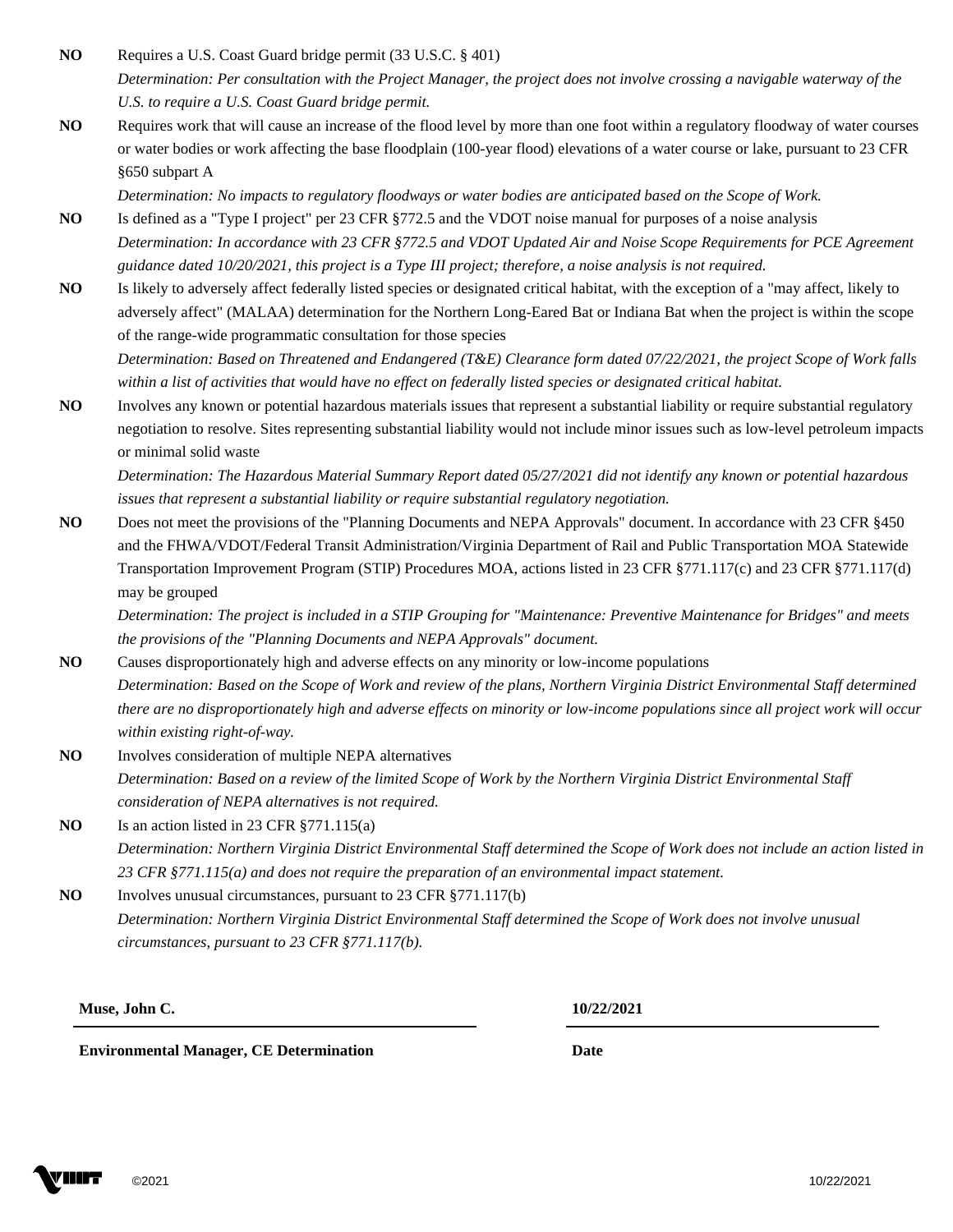**NO** Requires a U.S. Coast Guard bridge permit (33 U.S.C. § 401)

*Determination: Per consultation with the Project Manager, the project does not involve crossing a navigable waterway of the U.S. to require a U.S. Coast Guard bridge permit.*

**NO** Requires work that will cause an increase of the flood level by more than one foot within a regulatory floodway of water courses or water bodies or work affecting the base floodplain (100-year flood) elevations of a water course or lake, pursuant to 23 CFR §650 subpart A

*Determination: No impacts to regulatory floodways or water bodies are anticipated based on the Scope of Work.*

**NO** Is defined as a "Type I project" per 23 CFR §772.5 and the VDOT noise manual for purposes of a noise analysis

*Determination: In accordance with 23 CFR §772.5 and VDOT Updated Air and Noise Scope Requirements for PCE Agreement guidance dated 10/20/2021, this project is a Type III project; therefore, a noise analysis is not required.*

**NO** Is likely to adversely affect federally listed species or designated critical habitat, with the exception of a "may affect, likely to adversely affect" (MALAA) determination for the Northern Long-Eared Bat or Indiana Bat when the project is within the scope of the range-wide programmatic consultation for those species

*Determination: Based on Threatened and Endangered (T&E) Clearance form dated 07/22/2021, the project Scope of Work falls within a list of activities that would have no effect on federally listed species or designated critical habitat.*

**NO** Involves any known or potential hazardous materials issues that represent a substantial liability or require substantial regulatory negotiation to resolve. Sites representing substantial liability would not include minor issues such as low-level petroleum impacts or minimal solid waste

*Determination: The Hazardous Material Summary Report dated 05/27/2021 did not identify any known or potential hazardous issues that represent a substantial liability or require substantial regulatory negotiation.*

**NO** Does not meet the provisions of the "Planning Documents and NEPA Approvals" document. In accordance with 23 CFR §450 and the FHWA/VDOT/Federal Transit Administration/Virginia Department of Rail and Public Transportation MOA Statewide Transportation Improvement Program (STIP) Procedures MOA, actions listed in 23 CFR §771.117(c) and 23 CFR §771.117(d) may be grouped

*Determination: The project is included in a STIP Grouping for "Maintenance: Preventive Maintenance for Bridges" and meets the provisions of the "Planning Documents and NEPA Approvals" document.*

**NO** Causes disproportionately high and adverse effects on any minority or low-income populations

*Determination: Based on the Scope of Work and review of the plans, Northern Virginia District Environmental Staff determined there are no disproportionately high and adverse effects on minority or low-income populations since all project work will occur within existing right-of-way.*

**NO** Involves consideration of multiple NEPA alternatives

*Determination: Based on a review of the limited Scope of Work by the Northern Virginia District Environmental Staff consideration of NEPA alternatives is not required.*

**NO** Is an action listed in 23 CFR §771.115(a)

*Determination: Northern Virginia District Environmental Staff determined the Scope of Work does not include an action listed in 23 CFR §771.115(a) and does not require the preparation of an environmental impact statement.*

**NO** Involves unusual circumstances, pursuant to 23 CFR §771.117(b)

*Determination: Northern Virginia District Environmental Staff determined the Scope of Work does not involve unusual circumstances, pursuant to 23 CFR §771.117(b).*

**Muse, John C.** **10/22/2021**

**Environmental Manager, CE Determination** **Date**